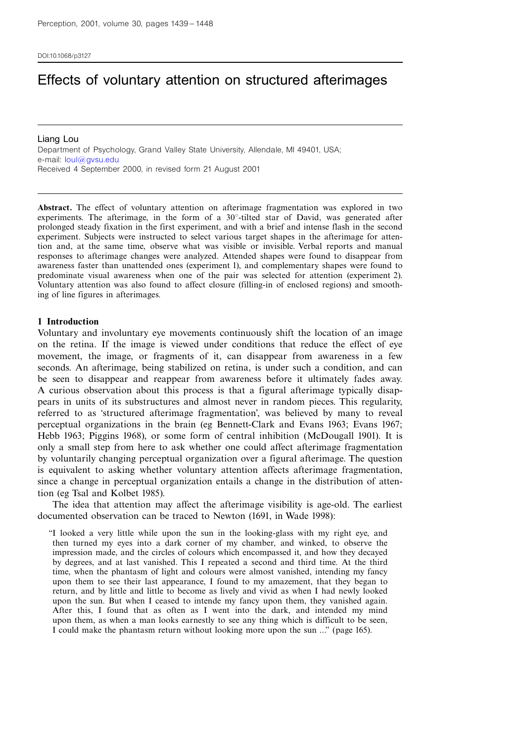DOI:10.1068/p3127

# Effects of voluntary attention on structured afterimages

Liang Lou

Department of Psychology, Grand Valley State University, Allendale, MI 49401, USA; e-mail: loul@gvsu.edu

Received 4 September 2000, in revised form 21 August 2001

**Abstract.** The effect of voluntary attention on afterimage fragmentation was explored in two experiments. The afterimage, in the form of a 30°-tilted star of David, was generated after prolonged steady fixation in the first experiment, and with a brief and intense flash in the second experiment. Subjects were instructed to select various target shapes in the afterimage for attention and, at the same time, observe what was visible or invisible. Verbal reports and manual responses to afterimage changes were analyzed. Attended shapes were found to disappear from awareness faster than unattended ones (experiment 1), and complementary shapes were found to predominate visual awareness when one of the pair was selected for attention (experiment 2). Voluntary attention was also found to affect closure (filling-in of enclosed regions) and smoothing of line figures in afterimages.

## 1 Introduction

Voluntary and involuntary eye movements continuously shift the location of an image on the retina. If the image is viewed under conditions that reduce the effect of eye movement, the image, or fragments of it, can disappear from awareness in a few seconds. An afterimage, being stabilized on retina, is under such a condition, and can be seen to disappear and reappear from awareness before it ultimately fades away. A curious observation about this process is that a figural afterimage typically disappears in units of its substructures and almost never in random pieces. This regularity, referred to as 'structured afterimage fragmentation', was believed by many to reveal perceptual organizations in the brain (eg Bennett-Clark and Evans 1963; Evans 1967; Hebb 1963; Piggins 1968), or some form of central inhibition (McDougall 1901). It is only a small step from here to ask whether one could affect afterimage fragmentation by voluntarily changing perceptual organization over a figural afterimage. The question is equivalent to asking whether voluntary attention affects afterimage fragmentation, since a change in perceptual organization entails a change in the distribution of attention (eg Tsal and Kolbet 1985).

The idea that attention may affect the afterimage visibility is age-old. The earliest documented observation can be traced to Newton (1691, in Wade 1998):

> "I looked a very little while upon the sun in the looking-glass with my right eye, and then turned my eyes into a dark corner of my chamber, and winked, to observe the impression made, and the circles of colours which encompassed it, and how they decayed by degrees, and at last vanished. This I repeated a second and third time. At the third time, when the phantasm of light and colours were almost vanished, intending my fancy upon them to see their last appearance, I found to my amazement, that they began to return, and by little and little to become as lively and vivid as when I had newly looked upon the sun. But when I ceased to intende my fancy upon them, they vanished again. After this, I found that as often as I went into the dark, and intended my mind upon them, as when a man looks earnestly to see any thing which is difficult to be seen, I could make the phantasm return without looking more upon the sun ..." (page 165).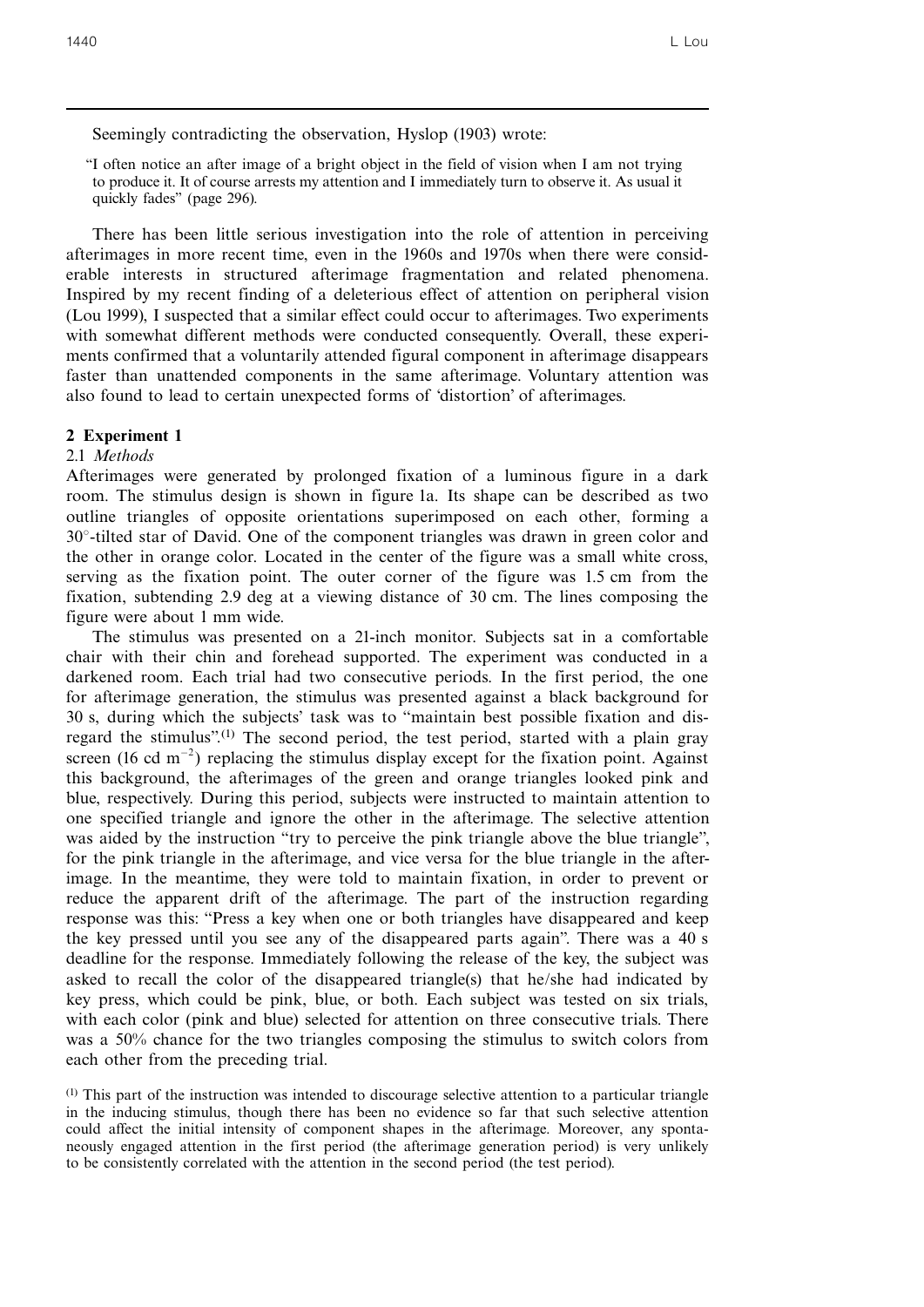Seemingly contradicting the observation, Hyslop (1903) wrote:

> "I often notice an after image of a bright object in the field of vision when I am not trying to produce it. It of course arrests my attention and I immediately turn to observe it. As usual it quickly fades" (page 296).

There has been little serious investigation into the role of attention in perceiving afterimages in more recent time, even in the 1960s and 1970s when there were considerable interests in structured afterimage fragmentation and related phenomena. Inspired by my recent finding of a deleterious effect of attention on peripheral vision (Lou 1999), I suspected that a similar effect could occur to afterimages. Two experiments with somewhat different methods were conducted consequently. Overall, these experiments confirmed that a voluntarily attended figural component in afterimage disappears faster than unattended components in the same afterimage. Voluntary attention was also found to lead to certain unexpected forms of 'distortion' of afterimages.

## 2 Experiment 1

### 2.1 *Methods*

Afterimages were generated by prolonged fixation of a luminous figure in a dark room. The stimulus design is shown in figure 1a. Its shape can be described as two outline triangles of opposite orientations superimposed on each other, forming a 30°-tilted star of David. One of the component triangles was drawn in green color and the other in orange color. Located in the center of the figure was a small white cross, serving as the fixation point. The outer corner of the figure was 1.5 cm from the fixation, subtending 2.9 deg at a viewing distance of 30 cm. The lines composing the figure were about 1 mm wide.

The stimulus was presented on a 21-inch monitor. Subjects sat in a comfortable chair with their chin and forehead supported. The experiment was conducted in a darkened room. Each trial had two consecutive periods. In the first period, the one for afterimage generation, the stimulus was presented against a black background for 30 s, during which the subjects' task was to "maintain best possible fixation and disregard the stimulus".[1] The second period, the test period, started with a plain gray screen (16 cd $m^{-2}$) replacing the stimulus display except for the fixation point. Against this background, the afterimages of the green and orange triangles looked pink and blue, respectively. During this period, subjects were instructed to maintain attention to one specified triangle and ignore the other in the afterimage. The selective attention was aided by the instruction "try to perceive the pink triangle above the blue triangle", for the pink triangle in the afterimage, and vice versa for the blue triangle in the afterimage. In the meantime, they were told to maintain fixation, in order to prevent or reduce the apparent drift of the afterimage. The part of the instruction regarding response was this: "Press a key when one or both triangles have disappeared and keep the key pressed until you see any of the disappeared parts again". There was a 40 s deadline for the response. Immediately following the release of the key, the subject was asked to recall the color of the disappeared triangle(s) that he/she had indicated by key press, which could be pink, blue, or both. Each subject was tested on six trials, with each color (pink and blue) selected for attention on three consecutive trials. There was a 50% chance for the two triangles composing the stimulus to switch colors from each other from the preceding trial.

[1] This part of the instruction was intended to discourage selective attention to a particular triangle in the inducing stimulus, though there has been no evidence so far that such selective attention could affect the initial intensity of component shapes in the afterimage. Moreover, any spontaneously engaged attention in the first period (the afterimage generation period) is very unlikely to be consistently correlated with the attention in the second period (the test period).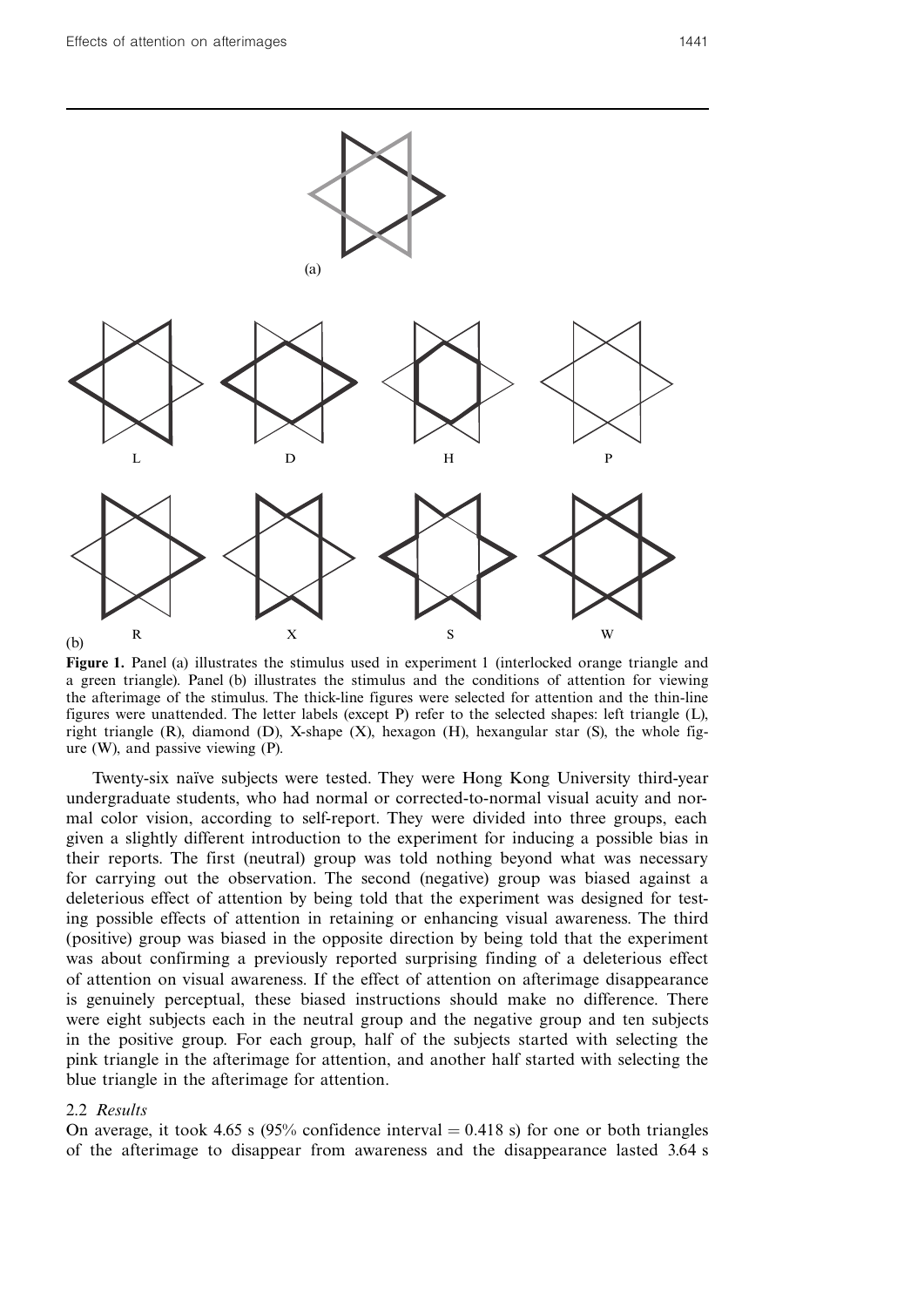**Figure 1.** Panel (a) illustrates the stimulus used in experiment 1 (interlocked orange triangle and a green triangle). Panel (b) illustrates the stimulus and the conditions of attention for viewing the afterimage of the stimulus. The thick-line figures were selected for attention and the thin-line figures were unattended. The letter labels (except P) refer to the selected shapes: left triangle (L), right triangle (R), diamond (D), X-shape (X), hexagon (H), hexangular star (S), the whole figure (W), and passive viewing (P).

Twenty-six naïve subjects were tested. They were Hong Kong University third-year undergraduate students, who had normal or corrected-to-normal visual acuity and normal color vision, according to self-report. They were divided into three groups, each given a slightly different introduction to the experiment for inducing a possible bias in their reports. The first (neutral) group was told nothing beyond what was necessary for carrying out the observation. The second (negative) group was biased against a deleterious effect of attention by being told that the experiment was designed for testing possible effects of attention in retaining or enhancing visual awareness. The third (positive) group was biased in the opposite direction by being told that the experiment was about confirming a previously reported surprising finding of a deleterious effect of attention on visual awareness. If the effect of attention on afterimage disappearance is genuinely perceptual, these biased instructions should make no difference. There were eight subjects each in the neutral group and the negative group and ten subjects in the positive group. For each group, half of the subjects started with selecting the pink triangle in the afterimage for attention, and another half started with selecting the blue triangle in the afterimage for attention.

### 2.2 *Results*

On average, it took 4.65 s (95% confidence interval = 0.418 s) for one or both triangles of the afterimage to disappear from awareness and the disappearance lasted 3.64 s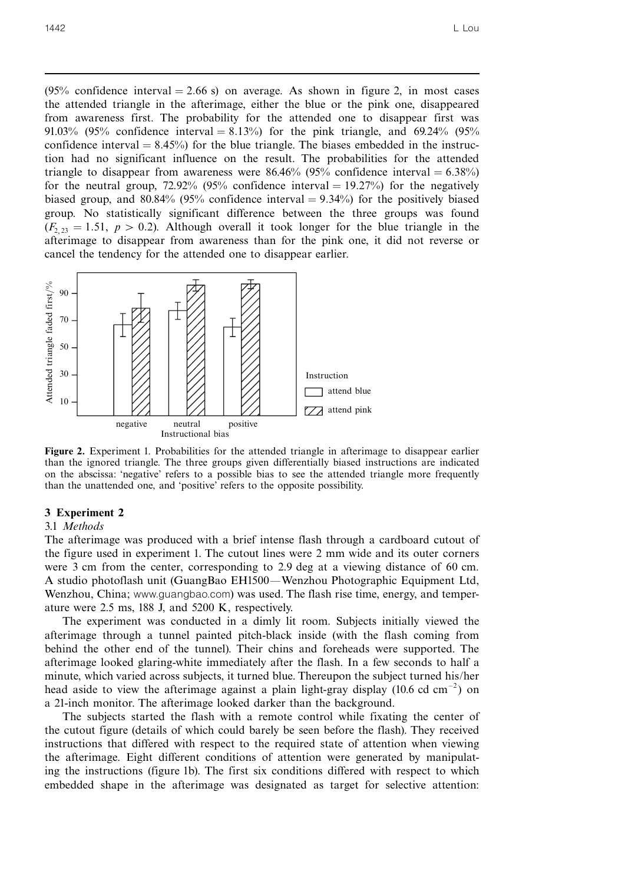(95% confidence interval = 2.66 s) on average. As shown in figure 2, in most cases the attended triangle in the afterimage, either the blue or the pink one, disappeared from awareness first. The probability for the attended one to disappear first was 91.03% (95% confidence interval = 8.13%) for the pink triangle, and 69.24% (95% confidence interval = 8.45%) for the blue triangle. The biases embedded in the instruction had no significant influence on the result. The probabilities for the attended triangle to disappear from awareness were 86.46% (95% confidence interval = 6.38%) for the neutral group, 72.92% (95% confidence interval = 19.27%) for the negatively biased group, and 80.84% (95% confidence interval = 9.34%) for the positively biased group. No statistically significant difference between the three groups was found ($F_{2,23} = 1.51$, $p > 0.2$). Although overall it took longer for the blue triangle in the afterimage to disappear from awareness than for the pink one, it did not reverse or cancel the tendency for the attended one to disappear earlier.

**Figure 2.** Experiment 1. Probabilities for the attended triangle in afterimage to disappear earlier than the ignored triangle. The three groups given differentially biased instructions are indicated on the abscissa: 'negative' refers to a possible bias to see the attended triangle more frequently than the unattended one, and 'positive' refers to the opposite possibility.

## 3 Experiment 2

### 3.1 *Methods*

The afterimage was produced with a brief intense flash through a cardboard cutout of the figure used in experiment 1. The cutout lines were 2 mm wide and its outer corners were 3 cm from the center, corresponding to 2.9 deg at a viewing distance of 60 cm. A studio photoflash unit (GuangBao EH1500—Wenzhou Photographic Equipment Ltd, Wenzhou, China; www.guangbao.com) was used. The flash rise time, energy, and temperature were 2.5 ms, 188 J, and 5200 K, respectively.

The experiment was conducted in a dimly lit room. Subjects initially viewed the afterimage through a tunnel painted pitch-black inside (with the flash coming from behind the other end of the tunnel). Their chins and foreheads were supported. The afterimage looked glaring-white immediately after the flash. In a few seconds to half a minute, which varied across subjects, it turned blue. Thereupon the subject turned his/her head aside to view the afterimage against a plain light-gray display (10.6 cd cm$^{-2}$) on a 21-inch monitor. The afterimage looked darker than the background.

The subjects started the flash with a remote control while fixating the center of the cutout figure (details of which could barely be seen before the flash). They received instructions that differed with respect to the required state of attention when viewing the afterimage. Eight different conditions of attention were generated by manipulating the instructions (figure 1b). The first six conditions differed with respect to which embedded shape in the afterimage was designated as target for selective attention: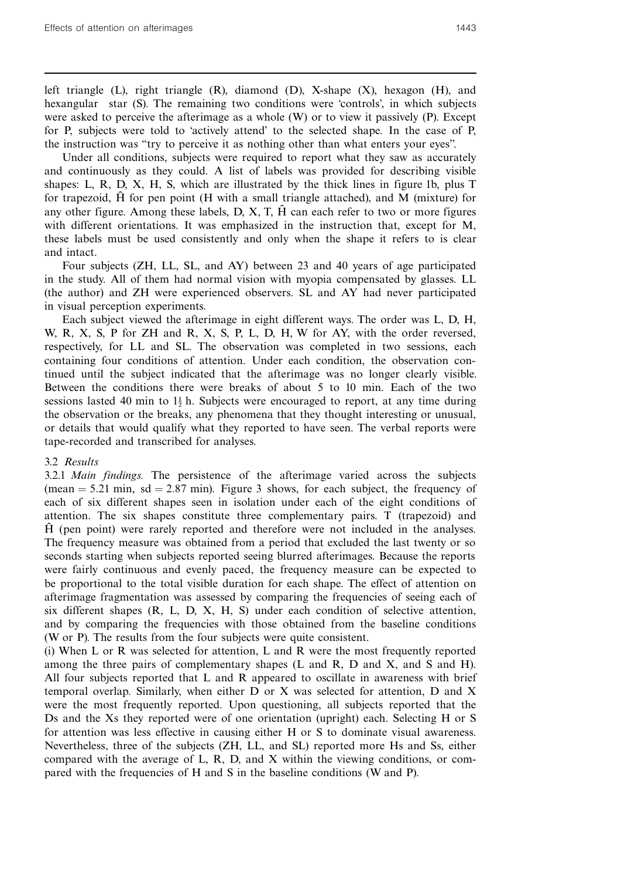left triangle (L), right triangle (R), diamond (D), X-shape (X), hexagon (H), and hexangular star (S). The remaining two conditions were 'controls', in which subjects were asked to perceive the afterimage as a whole (W) or to view it passively (P). Except for P, subjects were told to 'actively attend' to the selected shape. In the case of P, the instruction was "try to perceive it as nothing other than what enters your eyes".

Under all conditions, subjects were required to report what they saw as accurately and continuously as they could. A list of labels was provided for describing visible shapes: L, R, D, X, H, S, which are illustrated by the thick lines in figure 1b, plus T for trapezoid, Ĥ for pen point (H with a small triangle attached), and M (mixture) for any other figure. Among these labels, D, X, T, Ĥ can each refer to two or more figures with different orientations. It was emphasized in the instruction that, except for M, these labels must be used consistently and only when the shape it refers to is clear and intact.

Four subjects (ZH, LL, SL, and AY) between 23 and 40 years of age participated in the study. All of them had normal vision with myopia compensated by glasses. LL (the author) and ZH were experienced observers. SL and AY had never participated in visual perception experiments.

Each subject viewed the afterimage in eight different ways. The order was L, D, H, W, R, X, S, P for ZH and R, X, S, P, L, D, H, W for AY, with the order reversed, respectively, for LL and SL. The observation was completed in two sessions, each containing four conditions of attention. Under each condition, the observation continued until the subject indicated that the afterimage was no longer clearly visible. Between the conditions there were breaks of about 5 to 10 min. Each of the two sessions lasted 40 min to $1\frac{1}{2}$ h. Subjects were encouraged to report, at any time during the observation or the breaks, any phenomena that they thought interesting or unusual, or details that would qualify what they reported to have seen. The verbal reports were tape-recorded and transcribed for analyses.

### 3.2 *Results*

3.2.1 *Main findings.* The persistence of the afterimage varied across the subjects (mean = 5.21 min, sd = 2.87 min). Figure 3 shows, for each subject, the frequency of each of six different shapes seen in isolation under each of the eight conditions of attention. The six shapes constitute three complementary pairs. T (trapezoid) and Ĥ (pen point) were rarely reported and therefore were not included in the analyses. The frequency measure was obtained from a period that excluded the last twenty or so seconds starting when subjects reported seeing blurred afterimages. Because the reports were fairly continuous and evenly paced, the frequency measure can be expected to be proportional to the total visible duration for each shape. The effect of attention on afterimage fragmentation was assessed by comparing the frequencies of seeing each of six different shapes (R, L, D, X, H, S) under each condition of selective attention, and by comparing the frequencies with those obtained from the baseline conditions (W or P). The results from the four subjects were quite consistent.

(i) When L or R was selected for attention, L and R were the most frequently reported among the three pairs of complementary shapes (L and R, D and X, and S and H). All four subjects reported that L and R appeared to oscillate in awareness with brief temporal overlap. Similarly, when either D or X was selected for attention, D and X were the most frequently reported. Upon questioning, all subjects reported that the Ds and the Xs they reported were of one orientation (upright) each. Selecting H or S for attention was less effective in causing either H or S to dominate visual awareness. Nevertheless, three of the subjects (ZH, LL, and SL) reported more Hs and Ss, either compared with the average of L, R, D, and X within the viewing conditions, or compared with the frequencies of H and S in the baseline conditions (W and P).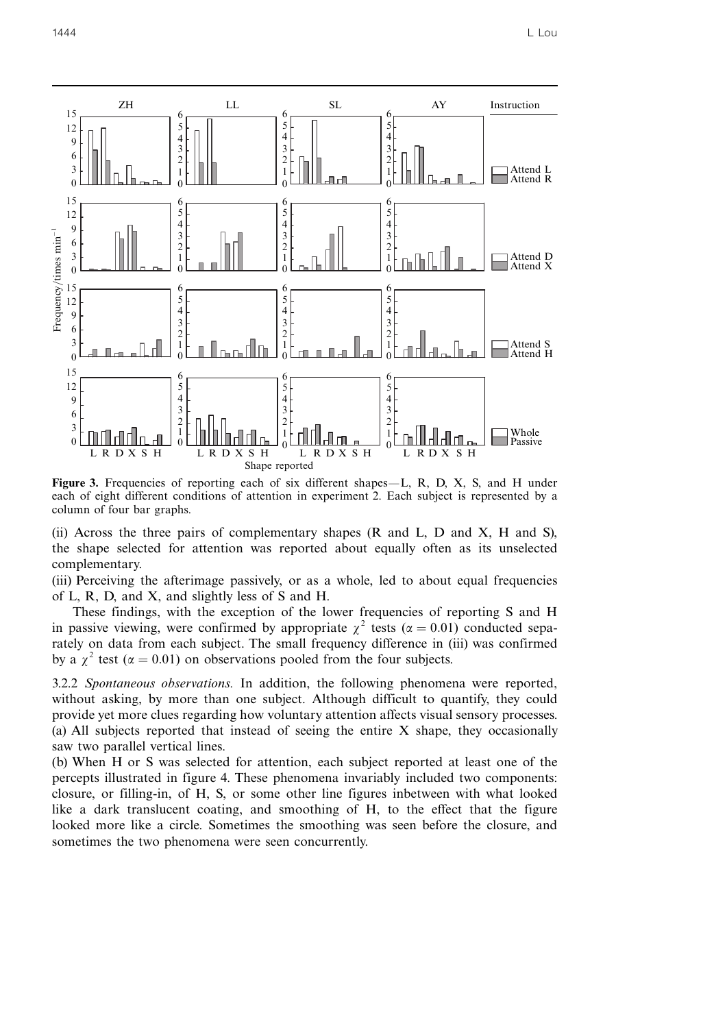**Figure 3.** Frequencies of reporting each of six different shapes—L, R, D, X, S, and H under each of eight different conditions of attention in experiment 2. Each subject is represented by a column of four bar graphs.

(ii) Across the three pairs of complementary shapes (R and L, D and X, H and S), the shape selected for attention was reported about equally often as its unselected complementary.

(iii) Perceiving the afterimage passively, or as a whole, led to about equal frequencies of L, R, D, and X, and slightly less of S and H.

These findings, with the exception of the lower frequencies of reporting S and H in passive viewing, were confirmed by appropriate $\chi^2$ tests ($\alpha = 0.01$) conducted separately on data from each subject. The small frequency difference in (iii) was confirmed by a $\chi^2$ test ($\alpha = 0.01$) on observations pooled from the four subjects.

3.2.2 *Spontaneous observations.* In addition, the following phenomena were reported, without asking, by more than one subject. Although difficult to quantify, they could provide yet more clues regarding how voluntary attention affects visual sensory processes.

(a) All subjects reported that instead of seeing the entire X shape, they occasionally saw two parallel vertical lines.

(b) When H or S was selected for attention, each subject reported at least one of the percepts illustrated in figure 4. These phenomena invariably included two components: closure, or filling-in, of H, S, or some other line figures inbetween with what looked like a dark translucent coating, and smoothing of H, to the effect that the figure looked more like a circle. Sometimes the smoothing was seen before the closure, and sometimes the two phenomena were seen concurrently.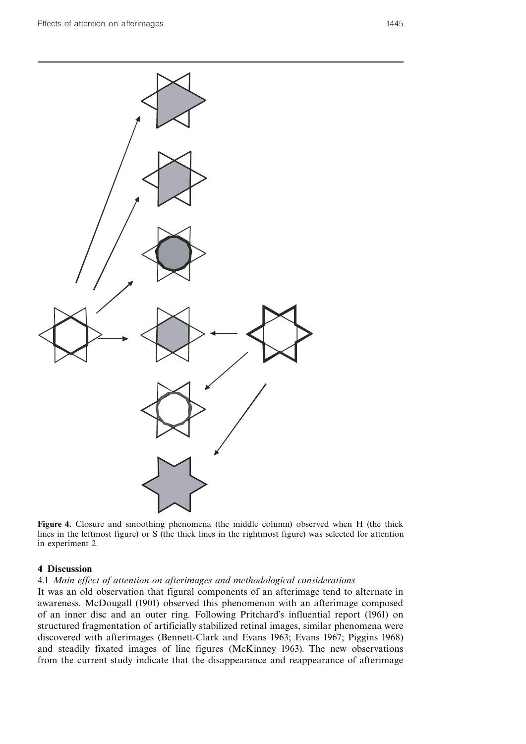**Figure 4.** Closure and smoothing phenomena (the middle column) observed when H (the thick lines in the leftmost figure) or S (the thick lines in the rightmost figure) was selected for attention in experiment 2.

## 4 Discussion

### 4.1 *Main effect of attention on afterimages and methodological considerations*

It was an old observation that figural components of an afterimage tend to alternate in awareness. McDougall (1901) observed this phenomenon with an afterimage composed of an inner disc and an outer ring. Following Pritchard's influential report (1961) on structured fragmentation of artificially stabilized retinal images, similar phenomena were discovered with afterimages (Bennett-Clark and Evans 1963; Evans 1967; Piggins 1968) and steadily fixated images of line figures (McKinney 1963). The new observations from the current study indicate that the disappearance and reappearance of afterimage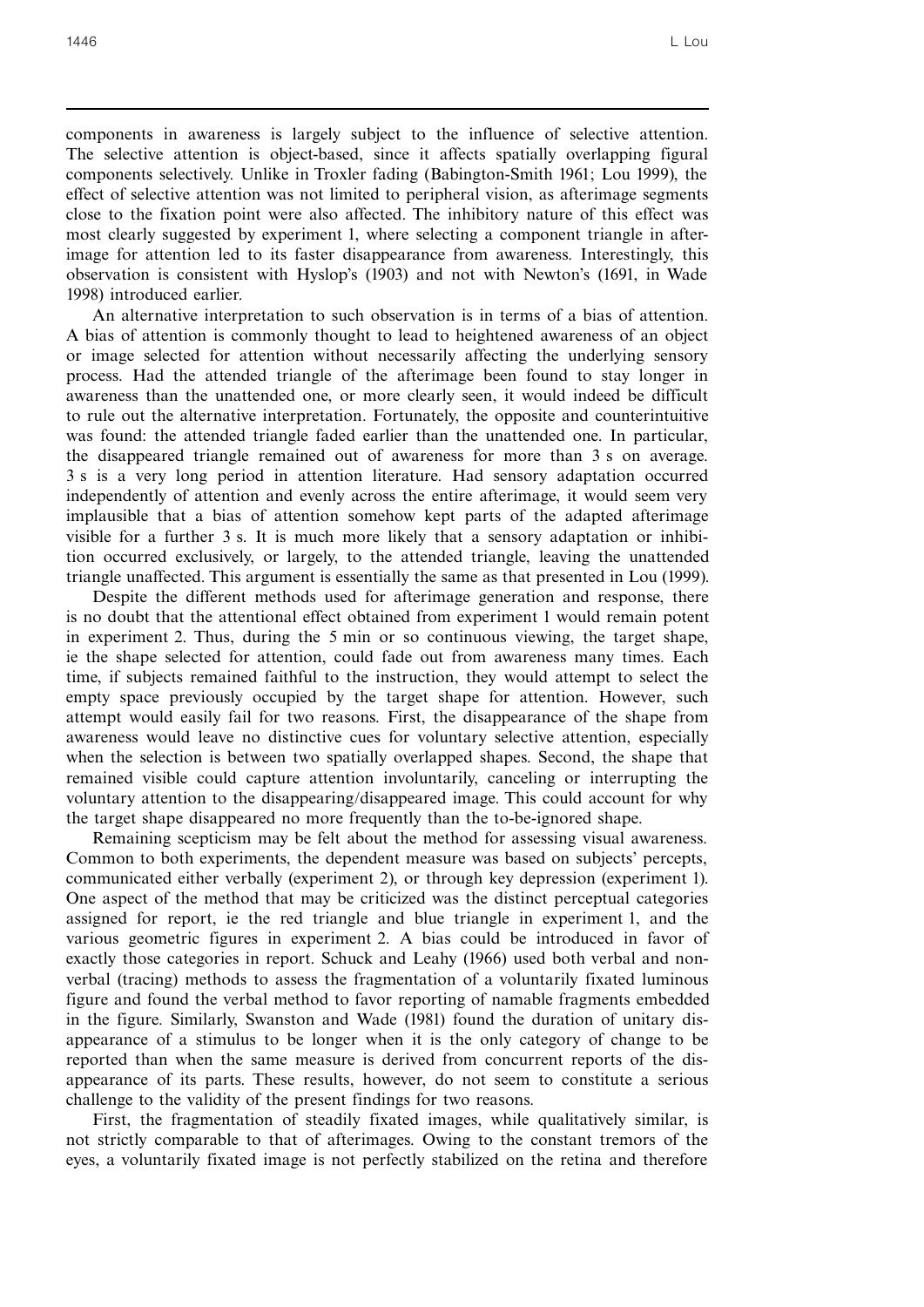components in awareness is largely subject to the influence of selective attention. The selective attention is object-based, since it affects spatially overlapping figural components selectively. Unlike in Troxler fading (Babington-Smith 1961; Lou 1999), the effect of selective attention was not limited to peripheral vision, as afterimage segments close to the fixation point were also affected. The inhibitory nature of this effect was most clearly suggested by experiment 1, where selecting a component triangle in afterimage for attention led to its faster disappearance from awareness. Interestingly, this observation is consistent with Hyslop's (1903) and not with Newton's (1691, in Wade 1998) introduced earlier.

An alternative interpretation to such observation is in terms of a bias of attention. A bias of attention is commonly thought to lead to heightened awareness of an object or image selected for attention without necessarily affecting the underlying sensory process. Had the attended triangle of the afterimage been found to stay longer in awareness than the unattended one, or more clearly seen, it would indeed be difficult to rule out the alternative interpretation. Fortunately, the opposite and counterintuitive was found: the attended triangle faded earlier than the unattended one. In particular, the disappeared triangle remained out of awareness for more than 3 s on average. 3 s is a very long period in attention literature. Had sensory adaptation occurred independently of attention and evenly across the entire afterimage, it would seem very implausible that a bias of attention somehow kept parts of the adapted afterimage visible for a further 3 s. It is much more likely that a sensory adaptation or inhibition occurred exclusively, or largely, to the attended triangle, leaving the unattended triangle unaffected. This argument is essentially the same as that presented in Lou (1999).

Despite the different methods used for afterimage generation and response, there is no doubt that the attentional effect obtained from experiment 1 would remain potent in experiment 2. Thus, during the 5 min or so continuous viewing, the target shape, ie the shape selected for attention, could fade out from awareness many times. Each time, if subjects remained faithful to the instruction, they would attempt to select the empty space previously occupied by the target shape for attention. However, such attempt would easily fail for two reasons. First, the disappearance of the shape from awareness would leave no distinctive cues for voluntary selective attention, especially when the selection is between two spatially overlapped shapes. Second, the shape that remained visible could capture attention involuntarily, canceling or interrupting the voluntary attention to the disappearing/disappeared image. This could account for why the target shape disappeared no more frequently than the to-be-ignored shape.

Remaining scepticism may be felt about the method for assessing visual awareness. Common to both experiments, the dependent measure was based on subjects' percepts, communicated either verbally (experiment 2), or through key depression (experiment 1). One aspect of the method that may be criticized was the distinct perceptual categories assigned for report, ie the red triangle and blue triangle in experiment 1, and the various geometric figures in experiment 2. A bias could be introduced in favor of exactly those categories in report. Schuck and Leahy (1966) used both verbal and nonverbal (tracing) methods to assess the fragmentation of a voluntarily fixated luminous figure and found the verbal method to favor reporting of namable fragments embedded in the figure. Similarly, Swanston and Wade (1981) found the duration of unitary disappearance of a stimulus to be longer when it is the only category of change to be reported than when the same measure is derived from concurrent reports of the disappearance of its parts. These results, however, do not seem to constitute a serious challenge to the validity of the present findings for two reasons.

First, the fragmentation of steadily fixated images, while qualitatively similar, is not strictly comparable to that of afterimages. Owing to the constant tremors of the eyes, a voluntarily fixated image is not perfectly stabilized on the retina and therefore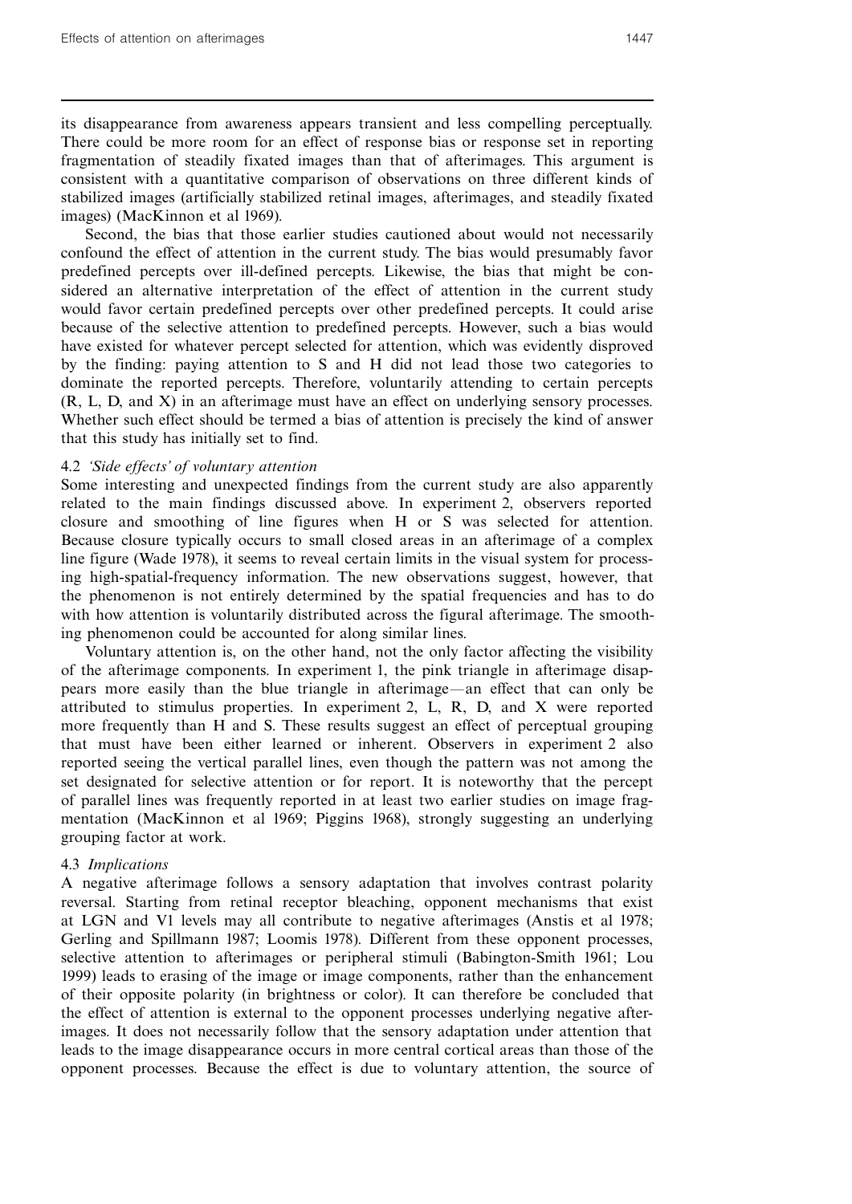its disappearance from awareness appears transient and less compelling perceptually. There could be more room for an effect of response bias or response set in reporting fragmentation of steadily fixated images than that of afterimages. This argument is consistent with a quantitative comparison of observations on three different kinds of stabilized images (artificially stabilized retinal images, afterimages, and steadily fixated images) (MacKinnon et al 1969).

Second, the bias that those earlier studies cautioned about would not necessarily confound the effect of attention in the current study. The bias would presumably favor predefined percepts over ill-defined percepts. Likewise, the bias that might be considered an alternative interpretation of the effect of attention in the current study would favor certain predefined percepts over other predefined percepts. It could arise because of the selective attention to predefined percepts. However, such a bias would have existed for whatever percept selected for attention, which was evidently disproved by the finding: paying attention to S and H did not lead those two categories to dominate the reported percepts. Therefore, voluntarily attending to certain percepts (R, L, D, and X) in an afterimage must have an effect on underlying sensory processes. Whether such effect should be termed a bias of attention is precisely the kind of answer that this study has initially set to find.

### 4.2 *'Side effects' of voluntary attention*

Some interesting and unexpected findings from the current study are also apparently related to the main findings discussed above. In experiment 2, observers reported closure and smoothing of line figures when H or S was selected for attention. Because closure typically occurs to small closed areas in an afterimage of a complex line figure (Wade 1978), it seems to reveal certain limits in the visual system for processing high-spatial-frequency information. The new observations suggest, however, that the phenomenon is not entirely determined by the spatial frequencies and has to do with how attention is voluntarily distributed across the figural afterimage. The smoothing phenomenon could be accounted for along similar lines.

Voluntary attention is, on the other hand, not the only factor affecting the visibility of the afterimage components. In experiment 1, the pink triangle in afterimage disappears more easily than the blue triangle in afterimage—an effect that can only be attributed to stimulus properties. In experiment 2, L, R, D, and X were reported more frequently than H and S. These results suggest an effect of perceptual grouping that must have been either learned or inherent. Observers in experiment 2 also reported seeing the vertical parallel lines, even though the pattern was not among the set designated for selective attention or for report. It is noteworthy that the percept of parallel lines was frequently reported in at least two earlier studies on image fragmentation (MacKinnon et al 1969; Piggins 1968), strongly suggesting an underlying grouping factor at work.

### 4.3 *Implications*

A negative afterimage follows a sensory adaptation that involves contrast polarity reversal. Starting from retinal receptor bleaching, opponent mechanisms that exist at LGN and V1 levels may all contribute to negative afterimages (Anstis et al 1978; Gerling and Spillmann 1987; Loomis 1978). Different from these opponent processes, selective attention to afterimages or peripheral stimuli (Babington-Smith 1961; Lou 1999) leads to erasing of the image or image components, rather than the enhancement of their opposite polarity (in brightness or color). It can therefore be concluded that the effect of attention is external to the opponent processes underlying negative afterimages. It does not necessarily follow that the sensory adaptation under attention that leads to the image disappearance occurs in more central cortical areas than those of the opponent processes. Because the effect is due to voluntary attention, the source of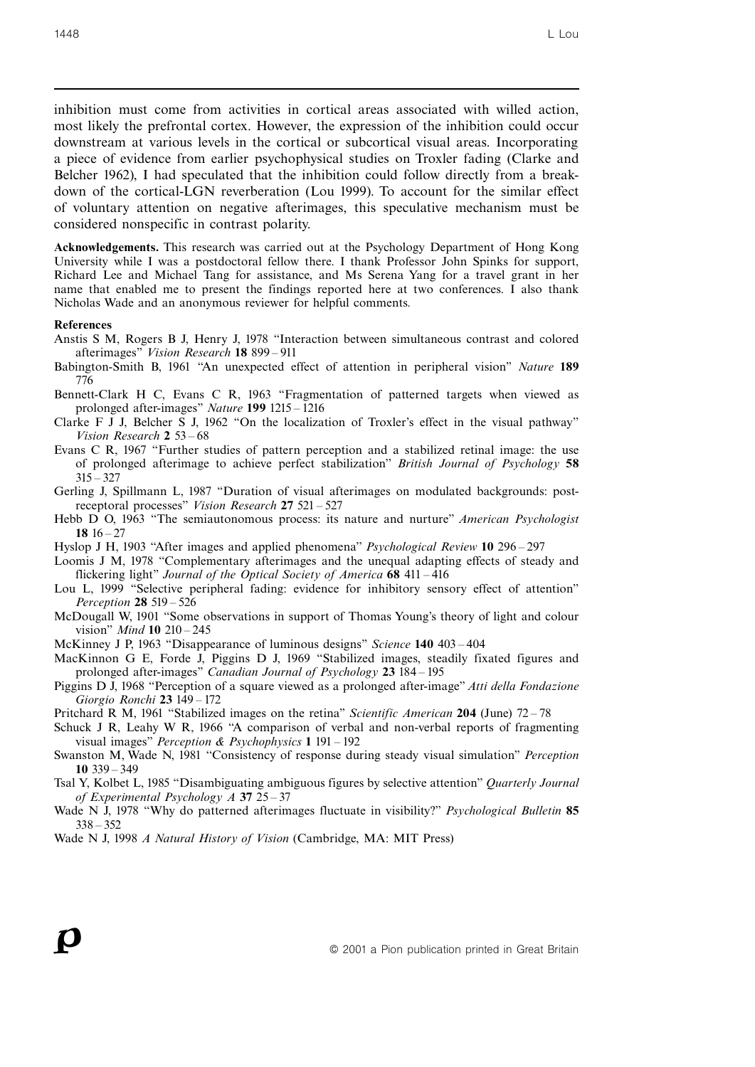inhibition must come from activities in cortical areas associated with willed action, most likely the prefrontal cortex. However, the expression of the inhibition could occur downstream at various levels in the cortical or subcortical visual areas. Incorporating a piece of evidence from earlier psychophysical studies on Troxler fading (Clarke and Belcher 1962), I had speculated that the inhibition could follow directly from a breakdown of the cortical-LGN reverberation (Lou 1999). To account for the similar effect of voluntary attention on negative afterimages, this speculative mechanism must be considered nonspecific in contrast polarity.

**Acknowledgements.** This research was carried out at the Psychology Department of Hong Kong University while I was a postdoctoral fellow there. I thank Professor John Spinks for support, Richard Lee and Michael Tang for assistance, and Ms Serena Yang for a travel grant in her name that enabled me to present the findings reported here at two conferences. I also thank Nicholas Wade and an anonymous reviewer for helpful comments.

**References**

Anstis S M, Rogers B J, Henry J, 1978 "Interaction between simultaneous contrast and colored afterimages" *Vision Research* **18** 899–911

Babington-Smith B, 1961 "An unexpected effect of attention in peripheral vision" *Nature* **189** 776

Bennett-Clark H C, Evans C R, 1963 "Fragmentation of patterned targets when viewed as prolonged after-images" *Nature* **199** 1215–1216

Clarke F J J, Belcher S J, 1962 "On the localization of Troxler's effect in the visual pathway" *Vision Research* **2** 53–68

Evans C R, 1967 "Further studies of pattern perception and a stabilized retinal image: the use of prolonged afterimage to achieve perfect stabilization" *British Journal of Psychology* **58** 315–327

Gerling J, Spillmann L, 1987 "Duration of visual afterimages on modulated backgrounds: post-receptoral processes" *Vision Research* **27** 521–527

Hebb D O, 1963 "The semiautonomous process: its nature and nurture" *American Psychologist* **18** 16–27

Hyslop J H, 1903 "After images and applied phenomena" *Psychological Review* **10** 296–297

Loomis J M, 1978 "Complementary afterimages and the unequal adapting effects of steady and flickering light" *Journal of the Optical Society of America* **68** 411–416

Lou L, 1999 "Selective peripheral fading: evidence for inhibitory sensory effect of attention" *Perception* **28** 519–526

McDougall W, 1901 "Some observations in support of Thomas Young's theory of light and colour vision" *Mind* **10** 210–245

McKinney J P, 1963 "Disappearance of luminous designs" *Science* **140** 403–404

MacKinnon G E, Forde J, Piggins D J, 1969 "Stabilized images, steadily fixated figures and prolonged after-images" *Canadian Journal of Psychology* **23** 184–195

Piggins D J, 1968 "Perception of a square viewed as a prolonged after-image" *Atti della Fondazione Giorgio Ronchi* **23** 149–172

Pritchard R M, 1961 "Stabilized images on the retina" *Scientific American* **204** (June) 72–78

Schuck J R, Leahy W R, 1966 "A comparison of verbal and non-verbal reports of fragmenting visual images" *Perception & Psychophysics* **1** 191–192

Swanston M, Wade N, 1981 "Consistency of response during steady visual simulation" *Perception* **10** 339–349

Tsal Y, Kolbet L, 1985 "Disambiguating ambiguous figures by selective attention" *Quarterly Journal of Experimental Psychology A* **37** 25–37

Wade N J, 1978 "Why do patterned afterimages fluctuate in visibility?" *Psychological Bulletin* **85** 338–352

Wade N J, 1998 *A Natural History of Vision* (Cambridge, MA: MIT Press)

© 2001 a Pion publication printed in Great Britain